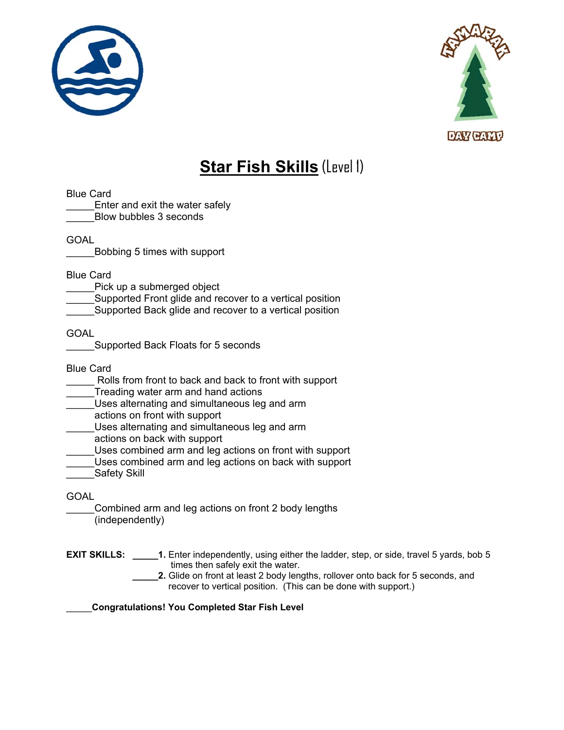# **Star Fish Skills** (Level 1)

Blue Card

_____Enter and exit the water safely
_____Blow bubbles 3 seconds

GOAL

_____Bobbing 5 times with support

Blue Card

_____Pick up a submerged object
_____Supported Front glide and recover to a vertical position
_____Supported Back glide and recover to a vertical position

GOAL

_____Supported Back Floats for 5 seconds

Blue Card

_____ Rolls from front to back and back to front with support
_____Treading water arm and hand actions
_____Uses alternating and simultaneous leg and arm actions on front with support
_____Uses alternating and simultaneous leg and arm actions on back with support
_____Uses combined arm and leg actions on front with support
_____Uses combined arm and leg actions on back with support
_____Safety Skill

GOAL

_____Combined arm and leg actions on front 2 body lengths (independently)

**EXIT SKILLS:** _____**1.** Enter independently, using either the ladder, step, or side, travel 5 yards, bob 5 times then safely exit the water.
_____**2.** Glide on front at least 2 body lengths, rollover onto back for 5 seconds, and recover to vertical position. (This can be done with support.)

_____**Congratulations! You Completed Star Fish Level**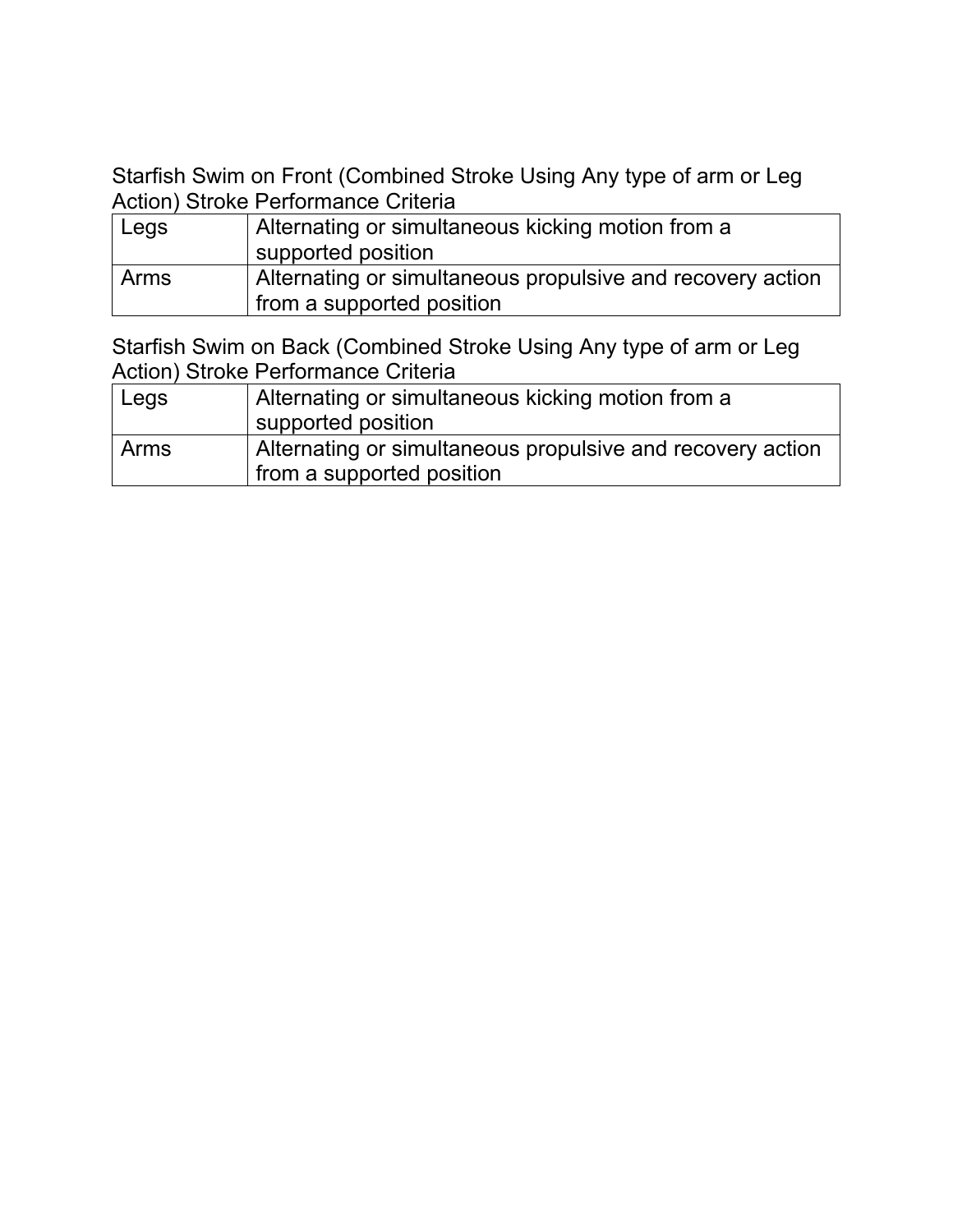Starfish Swim on Front (Combined Stroke Using Any type of arm or Leg Action) Stroke Performance Criteria

| | |
|---|---|
| Legs | Alternating or simultaneous kicking motion from a supported position |
| Arms | Alternating or simultaneous propulsive and recovery action from a supported position |

Starfish Swim on Back (Combined Stroke Using Any type of arm or Leg Action) Stroke Performance Criteria

| | |
|---|---|
| Legs | Alternating or simultaneous kicking motion from a supported position |
| Arms | Alternating or simultaneous propulsive and recovery action from a supported position |